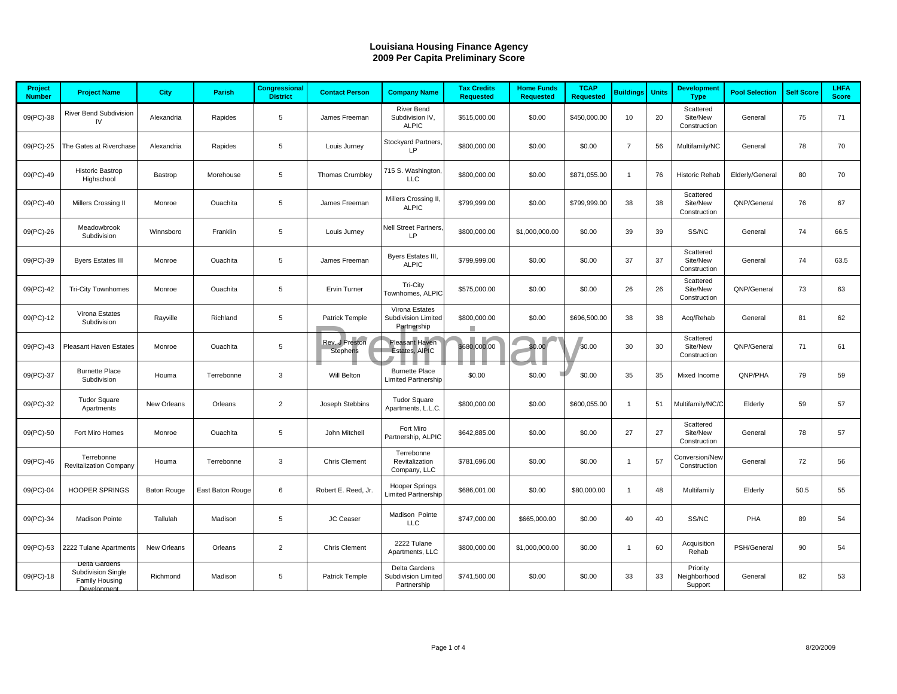# Louisiana Housing Finance Agency
## 2009 Per Capita Preliminary Score

| Project Number | Project Name | City | Parish | Congressional District | Contact Person | Company Name | Tax Credits Requested | Home Funds Requested | TCAP Requested | Buildings | Units | Development Type | Pool Selection | Self Score | LHFA Score |
|---|---|---|---|---|---|---|---|---|---|---|---|---|---|---|---|
| 09(PC)-38 | River Bend Subdivision IV | Alexandria | Rapides | 5 | James Freeman | River Bend Subdivision IV, ALPIC | $515,000.00 | $0.00 | $450,000.00 | 10 | 20 | Scattered Site/New Construction | General | 75 | 71 |
| 09(PC)-25 | The Gates at Riverchase | Alexandria | Rapides | 5 | Louis Jurney | Stockyard Partners, LP | $800,000.00 | $0.00 | $0.00 | 7 | 56 | Multifamily/NC | General | 78 | 70 |
| 09(PC)-49 | Historic Bastrop Highschool | Bastrop | Morehouse | 5 | Thomas Crumbley | 715 S. Washington, LLC | $800,000.00 | $0.00 | $871,055.00 | 1 | 76 | Historic Rehab | Elderly/General | 80 | 70 |
| 09(PC)-40 | Millers Crossing II | Monroe | Ouachita | 5 | James Freeman | Millers Crossing II, ALPIC | $799,999.00 | $0.00 | $799,999.00 | 38 | 38 | Scattered Site/New Construction | QNP/General | 76 | 67 |
| 09(PC)-26 | Meadowbrook Subdivision | Winnsboro | Franklin | 5 | Louis Jurney | Nell Street Partners, LP | $800,000.00 | $1,000,000.00 | $0.00 | 39 | 39 | SS/NC | General | 74 | 66.5 |
| 09(PC)-39 | Byers Estates III | Monroe | Ouachita | 5 | James Freeman | Byers Estates III, ALPIC | $799,999.00 | $0.00 | $0.00 | 37 | 37 | Scattered Site/New Construction | General | 74 | 63.5 |
| 09(PC)-42 | Tri-City Townhomes | Monroe | Ouachita | 5 | Ervin Turner | Tri-City Townhomes, ALPIC | $575,000.00 | $0.00 | $0.00 | 26 | 26 | Scattered Site/New Construction | QNP/General | 73 | 63 |
| 09(PC)-12 | Virona Estates Subdivision | Rayville | Richland | 5 | Patrick Temple | Virona Estates Subdivision Limited Partnership | $800,000.00 | $0.00 | $696,500.00 | 38 | 38 | Acq/Rehab | General | 81 | 62 |
| 09(PC)-43 | Pleasant Haven Estates | Monroe | Ouachita | 5 | Rev. J Preston Stephens | Pleasant Haven Estates, AlPIC | $680,000.00 | $0.00 | $0.00 | 30 | 30 | Scattered Site/New Construction | QNP/General | 71 | 61 |
| 09(PC)-37 | Burnette Place Subdivision | Houma | Terrebonne | 3 | Will Belton | Burnette Place Limited Partnership | $0.00 | $0.00 | $0.00 | 35 | 35 | Mixed Income | QNP/PHA | 79 | 59 |
| 09(PC)-32 | Tudor Square Apartments | New Orleans | Orleans | 2 | Joseph Stebbins | Tudor Square Apartments, L.L.C. | $800,000.00 | $0.00 | $600,055.00 | 1 | 51 | Multifamily/NC/C | Elderly | 59 | 57 |
| 09(PC)-50 | Fort Miro Homes | Monroe | Ouachita | 5 | John Mitchell | Fort Miro Partnership, ALPIC | $642,885.00 | $0.00 | $0.00 | 27 | 27 | Scattered Site/New Construction | General | 78 | 57 |
| 09(PC)-46 | Terrebonne Revitalization Company | Houma | Terrebonne | 3 | Chris Clement | Terrebonne Revitalization Company, LLC | $781,696.00 | $0.00 | $0.00 | 1 | 57 | Conversion/New Construction | General | 72 | 56 |
| 09(PC)-04 | HOOPER SPRINGS | Baton Rouge | East Baton Rouge | 6 | Robert E. Reed, Jr. | Hooper Springs Limited Partnership | $686,001.00 | $0.00 | $80,000.00 | 1 | 48 | Multifamily | Elderly | 50.5 | 55 |
| 09(PC)-34 | Madison Pointe | Tallulah | Madison | 5 | JC Ceaser | Madison Pointe LLC | $747,000.00 | $665,000.00 | $0.00 | 40 | 40 | SS/NC | PHA | 89 | 54 |
| 09(PC)-53 | 2222 Tulane Apartments | New Orleans | Orleans | 2 | Chris Clement | 2222 Tulane Apartments, LLC | $800,000.00 | $1,000,000.00 | $0.00 | 1 | 60 | Acquisition Rehab | PSH/General | 90 | 54 |
| 09(PC)-18 | Delta Gardens Subdivision Single Family Housing Development | Richmond | Madison | 5 | Patrick Temple | Delta Gardens Subdivision Limited Partnership | $741,500.00 | $0.00 | $0.00 | 33 | 33 | Priority Neighborhood Support | General | 82 | 53 |

8/20/2009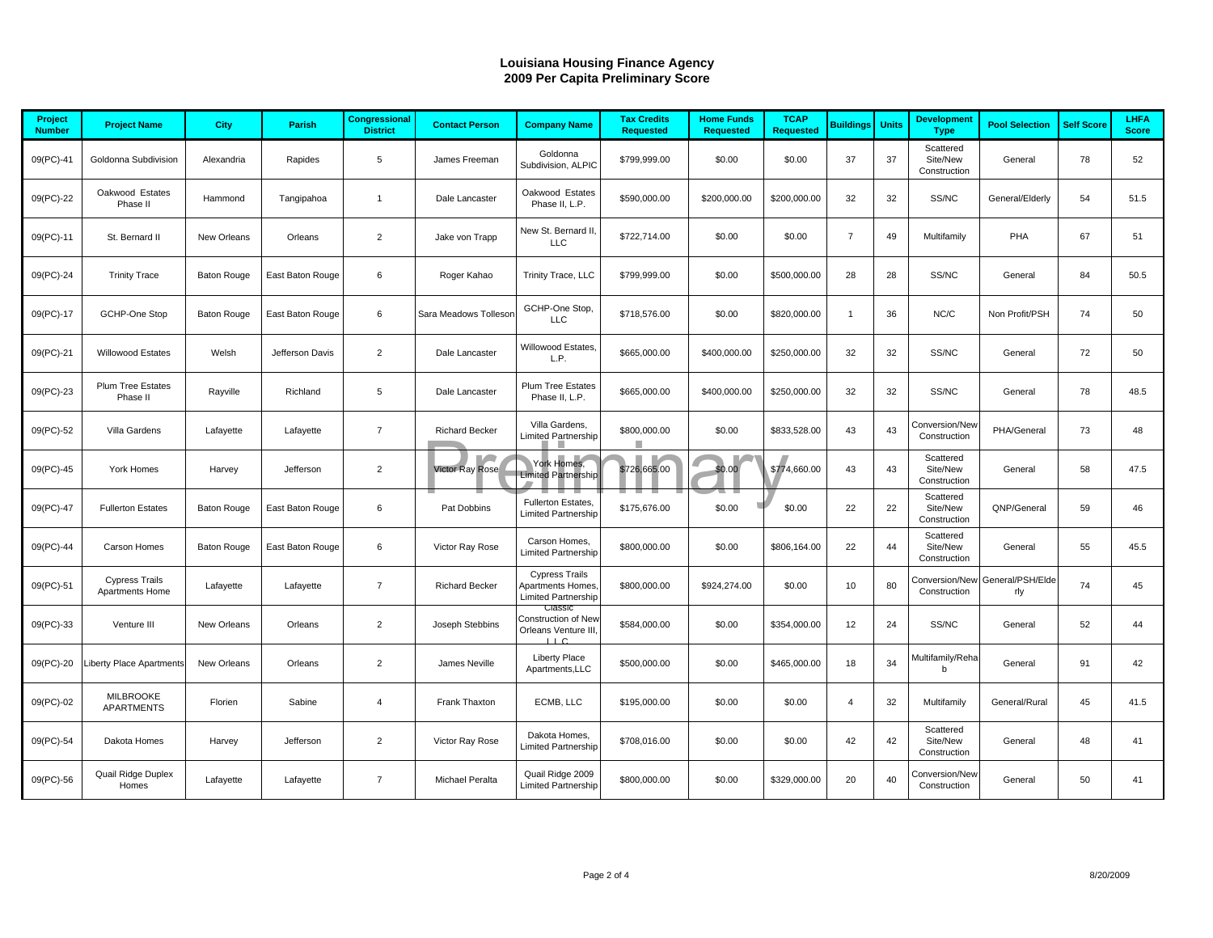# Louisiana Housing Finance Agency
## 2009 Per Capita Preliminary Score

| Project Number | Project Name | City | Parish | Congressional District | Contact Person | Company Name | Tax Credits Requested | Home Funds Requested | TCAP Requested | Buildings | Units | Development Type | Pool Selection | Self Score | LHFA Score |
|---|---|---|---|---|---|---|---|---|---|---|---|---|---|---|---|
| 09(PC)-41 | Goldonna Subdivision | Alexandria | Rapides | 5 | James Freeman | Goldonna Subdivision, ALPIC | $799,999.00 | $0.00 | $0.00 | 37 | 37 | Scattered Site/New Construction | General | 78 | 52 |
| 09(PC)-22 | Oakwood Estates Phase II | Hammond | Tangipahoa | 1 | Dale Lancaster | Oakwood Estates Phase II, L.P. | $590,000.00 | $200,000.00 | $200,000.00 | 32 | 32 | SS/NC | General/Elderly | 54 | 51.5 |
| 09(PC)-11 | St. Bernard II | New Orleans | Orleans | 2 | Jake von Trapp | New St. Bernard II, LLC | $722,714.00 | $0.00 | $0.00 | 7 | 49 | Multifamily | PHA | 67 | 51 |
| 09(PC)-24 | Trinity Trace | Baton Rouge | East Baton Rouge | 6 | Roger Kahao | Trinity Trace, LLC | $799,999.00 | $0.00 | $500,000.00 | 28 | 28 | SS/NC | General | 84 | 50.5 |
| 09(PC)-17 | GCHP-One Stop | Baton Rouge | East Baton Rouge | 6 | Sara Meadows Tolleson | GCHP-One Stop, LLC | $718,576.00 | $0.00 | $820,000.00 | 1 | 36 | NC/C | Non Profit/PSH | 74 | 50 |
| 09(PC)-21 | Willowood Estates | Welsh | Jefferson Davis | 2 | Dale Lancaster | Willowood Estates, L.P. | $665,000.00 | $400,000.00 | $250,000.00 | 32 | 32 | SS/NC | General | 72 | 50 |
| 09(PC)-23 | Plum Tree Estates Phase II | Rayville | Richland | 5 | Dale Lancaster | Plum Tree Estates Phase II, L.P. | $665,000.00 | $400,000.00 | $250,000.00 | 32 | 32 | SS/NC | General | 78 | 48.5 |
| 09(PC)-52 | Villa Gardens | Lafayette | Lafayette | 7 | Richard Becker | Villa Gardens, Limited Partnership | $800,000.00 | $0.00 | $833,528.00 | 43 | 43 | Conversion/New Construction | PHA/General | 73 | 48 |
| 09(PC)-45 | York Homes | Harvey | Jefferson | 2 | Victor Ray Rose | York Homes, Limited Partnership | $726,665.00 | $0.00 | $774,660.00 | 43 | 43 | Scattered Site/New Construction | General | 58 | 47.5 |
| 09(PC)-47 | Fullerton Estates | Baton Rouge | East Baton Rouge | 6 | Pat Dobbins | Fullerton Estates, Limited Partnership | $175,676.00 | $0.00 | $0.00 | 22 | 22 | Scattered Site/New Construction | QNP/General | 59 | 46 |
| 09(PC)-44 | Carson Homes | Baton Rouge | East Baton Rouge | 6 | Victor Ray Rose | Carson Homes, Limited Partnership | $800,000.00 | $0.00 | $806,164.00 | 22 | 44 | Scattered Site/New Construction | General | 55 | 45.5 |
| 09(PC)-51 | Cypress Trails Apartments Home | Lafayette | Lafayette | 7 | Richard Becker | Cypress Trails Apartments Homes, Limited Partnership | $800,000.00 | $924,274.00 | $0.00 | 10 | 80 | Conversion/New Construction | General/PSH/Elderly | 74 | 45 |
| 09(PC)-33 | Venture III | New Orleans | Orleans | 2 | Joseph Stebbins | Classic Construction of New Orleans Venture III, LLC | $584,000.00 | $0.00 | $354,000.00 | 12 | 24 | SS/NC | General | 52 | 44 |
| 09(PC)-20 | Liberty Place Apartments | New Orleans | Orleans | 2 | James Neville | Liberty Place Apartments,LLC | $500,000.00 | $0.00 | $465,000.00 | 18 | 34 | Multifamily/Rehab | General | 91 | 42 |
| 09(PC)-02 | MILBROOKE APARTMENTS | Florien | Sabine | 4 | Frank Thaxton | ECMB, LLC | $195,000.00 | $0.00 | $0.00 | 4 | 32 | Multifamily | General/Rural | 45 | 41.5 |
| 09(PC)-54 | Dakota Homes | Harvey | Jefferson | 2 | Victor Ray Rose | Dakota Homes, Limited Partnership | $708,016.00 | $0.00 | $0.00 | 42 | 42 | Scattered Site/New Construction | General | 48 | 41 |
| 09(PC)-56 | Quail Ridge Duplex Homes | Lafayette | Lafayette | 7 | Michael Peralta | Quail Ridge 2009 Limited Partnership | $800,000.00 | $0.00 | $329,000.00 | 20 | 40 | Conversion/New Construction | General | 50 | 41 |

Preliminary

8/20/2009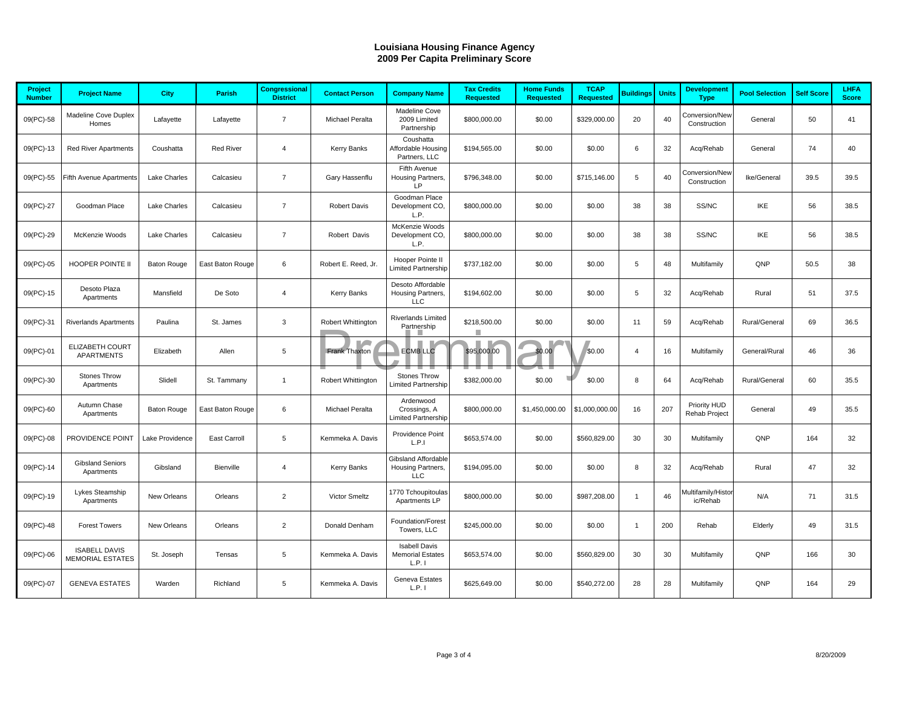# Louisiana Housing Finance Agency
## 2009 Per Capita Preliminary Score

| Project Number | Project Name | City | Parish | Congressional District | Contact Person | Company Name | Tax Credits Requested | Home Funds Requested | TCAP Requested | Buildings | Units | Development Type | Pool Selection | Self Score | LHFA Score |
|---|---|---|---|---|---|---|---|---|---|---|---|---|---|---|---|
| 09(PC)-58 | Madeline Cove Duplex Homes | Lafayette | Lafayette | 7 | Michael Peralta | Madeline Cove 2009 Limited Partnership | $800,000.00 | $0.00 | $329,000.00 | 20 | 40 | Conversion/New Construction | General | 50 | 41 |
| 09(PC)-13 | Red River Apartments | Coushatta | Red River | 4 | Kerry Banks | Coushatta Affordable Housing Partners, LLC | $194,565.00 | $0.00 | $0.00 | 6 | 32 | Acq/Rehab | General | 74 | 40 |
| 09(PC)-55 | Fifth Avenue Apartments | Lake Charles | Calcasieu | 7 | Gary Hassenflu | Fifth Avenue Housing Partners, LP | $796,348.00 | $0.00 | $715,146.00 | 5 | 40 | Conversion/New Construction | Ike/General | 39.5 | 39.5 |
| 09(PC)-27 | Goodman Place | Lake Charles | Calcasieu | 7 | Robert Davis | Goodman Place Development CO, L.P. | $800,000.00 | $0.00 | $0.00 | 38 | 38 | SS/NC | IKE | 56 | 38.5 |
| 09(PC)-29 | McKenzie Woods | Lake Charles | Calcasieu | 7 | Robert Davis | McKenzie Woods Development CO, L.P. | $800,000.00 | $0.00 | $0.00 | 38 | 38 | SS/NC | IKE | 56 | 38.5 |
| 09(PC)-05 | HOOPER POINTE II | Baton Rouge | East Baton Rouge | 6 | Robert E. Reed, Jr. | Hooper Pointe II Limited Partnership | $737,182.00 | $0.00 | $0.00 | 5 | 48 | Multifamily | QNP | 50.5 | 38 |
| 09(PC)-15 | Desoto Plaza Apartments | Mansfield | De Soto | 4 | Kerry Banks | Desoto Affordable Housing Partners, LLC | $194,602.00 | $0.00 | $0.00 | 5 | 32 | Acq/Rehab | Rural | 51 | 37.5 |
| 09(PC)-31 | Riverlands Apartments | Paulina | St. James | 3 | Robert Whittington | Riverlands Limited Partnership | $218,500.00 | $0.00 | $0.00 | 11 | 59 | Acq/Rehab | Rural/General | 69 | 36.5 |
| 09(PC)-01 | ELIZABETH COURT APARTMENTS | Elizabeth | Allen | 5 | Frank Thaxton | ECMB LLC | $95,000.00 | $0.00 | $0.00 | 4 | 16 | Multifamily | General/Rural | 46 | 36 |
| 09(PC)-30 | Stones Throw Apartments | Slidell | St. Tammany | 1 | Robert Whittington | Stones Throw Limited Partnership | $382,000.00 | $0.00 | $0.00 | 8 | 64 | Acq/Rehab | Rural/General | 60 | 35.5 |
| 09(PC)-60 | Autumn Chase Apartments | Baton Rouge | East Baton Rouge | 6 | Michael Peralta | Ardenwood Crossings, A Limited Partnership | $800,000.00 | $1,450,000.00 | $1,000,000.00 | 16 | 207 | Priority HUD Rehab Project | General | 49 | 35.5 |
| 09(PC)-08 | PROVIDENCE POINT | Lake Providence | East Carroll | 5 | Kemmeka A. Davis | Providence Point L.P.I | $653,574.00 | $0.00 | $560,829.00 | 30 | 30 | Multifamily | QNP | 164 | 32 |
| 09(PC)-14 | Gibsland Seniors Apartments | Gibsland | Bienville | 4 | Kerry Banks | Gibsland Affordable Housing Partners, LLC | $194,095.00 | $0.00 | $0.00 | 8 | 32 | Acq/Rehab | Rural | 47 | 32 |
| 09(PC)-19 | Lykes Steamship Apartments | New Orleans | Orleans | 2 | Victor Smeltz | 1770 Tchoupitoulas Apartments LP | $800,000.00 | $0.00 | $987,208.00 | 1 | 46 | Multifamily/Historic/Rehab | N/A | 71 | 31.5 |
| 09(PC)-48 | Forest Towers | New Orleans | Orleans | 2 | Donald Denham | Foundation/Forest Towers, LLC | $245,000.00 | $0.00 | $0.00 | 1 | 200 | Rehab | Elderly | 49 | 31.5 |
| 09(PC)-06 | ISABELL DAVIS MEMORIAL ESTATES | St. Joseph | Tensas | 5 | Kemmeka A. Davis | Isabell Davis Memorial Estates L.P. I | $653,574.00 | $0.00 | $560,829.00 | 30 | 30 | Multifamily | QNP | 166 | 30 |
| 09(PC)-07 | GENEVA ESTATES | Warden | Richland | 5 | Kemmeka A. Davis | Geneva Estates L.P. I | $625,649.00 | $0.00 | $540,272.00 | 28 | 28 | Multifamily | QNP | 164 | 29 |

8/20/2009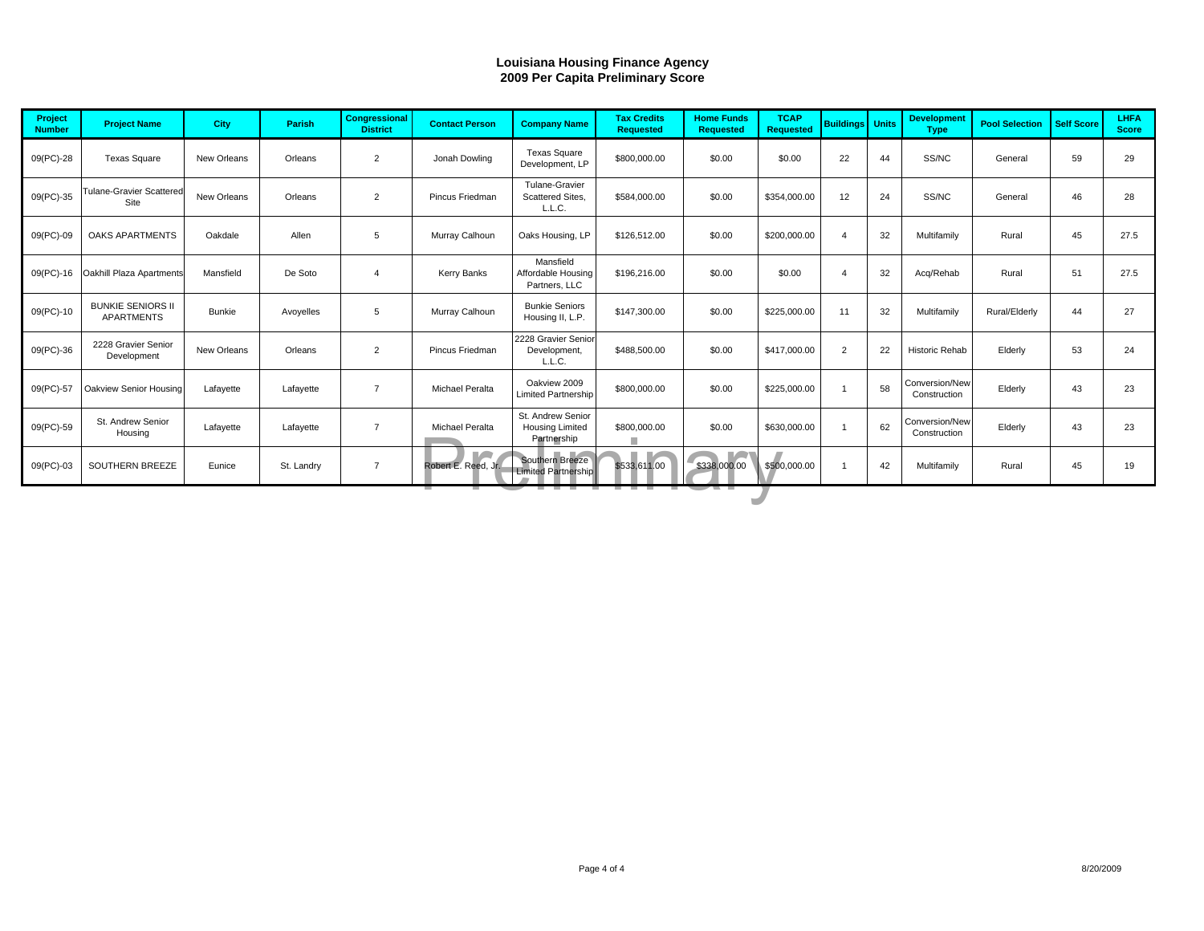**Louisiana Housing Finance Agency**
**2009 Per Capita Preliminary Score**

| Project Number | Project Name | City | Parish | Congressional District | Contact Person | Company Name | Tax Credits Requested | Home Funds Requested | TCAP Requested | Buildings | Units | Development Type | Pool Selection | Self Score | LHFA Score |
|---|---|---|---|---|---|---|---|---|---|---|---|---|---|---|---|
| 09(PC)-28 | Texas Square | New Orleans | Orleans | 2 | Jonah Dowling | Texas Square Development, LP | $800,000.00 | $0.00 | $0.00 | 22 | 44 | SS/NC | General | 59 | 29 |
| 09(PC)-35 | Tulane-Gravier Scattered Site | New Orleans | Orleans | 2 | Pincus Friedman | Tulane-Gravier Scattered Sites, L.L.C. | $584,000.00 | $0.00 | $354,000.00 | 12 | 24 | SS/NC | General | 46 | 28 |
| 09(PC)-09 | OAKS APARTMENTS | Oakdale | Allen | 5 | Murray Calhoun | Oaks Housing, LP | $126,512.00 | $0.00 | $200,000.00 | 4 | 32 | Multifamily | Rural | 45 | 27.5 |
| 09(PC)-16 | Oakhill Plaza Apartments | Mansfield | De Soto | 4 | Kerry Banks | Mansfield Affordable Housing Partners, LLC | $196,216.00 | $0.00 | $0.00 | 4 | 32 | Acq/Rehab | Rural | 51 | 27.5 |
| 09(PC)-10 | BUNKIE SENIORS II APARTMENTS | Bunkie | Avoyelles | 5 | Murray Calhoun | Bunkie Seniors Housing II, L.P. | $147,300.00 | $0.00 | $225,000.00 | 11 | 32 | Multifamily | Rural/Elderly | 44 | 27 |
| 09(PC)-36 | 2228 Gravier Senior Development | New Orleans | Orleans | 2 | Pincus Friedman | 2228 Gravier Senior Development, L.L.C. | $488,500.00 | $0.00 | $417,000.00 | 2 | 22 | Historic Rehab | Elderly | 53 | 24 |
| 09(PC)-57 | Oakview Senior Housing | Lafayette | Lafayette | 7 | Michael Peralta | Oakview 2009 Limited Partnership | $800,000.00 | $0.00 | $225,000.00 | 1 | 58 | Conversion/New Construction | Elderly | 43 | 23 |
| 09(PC)-59 | St. Andrew Senior Housing | Lafayette | Lafayette | 7 | Michael Peralta | St. Andrew Senior Housing Limited Partnership | $800,000.00 | $0.00 | $630,000.00 | 1 | 62 | Conversion/New Construction | Elderly | 43 | 23 |
| 09(PC)-03 | SOUTHERN BREEZE | Eunice | St. Landry | 7 | Robert E. Reed, Jr. | Southern Breeze Limited Partnership | $533,611.00 | $338,000.00 | $500,000.00 | 1 | 42 | Multifamily | Rural | 45 | 19 |

Preliminary

8/20/2009